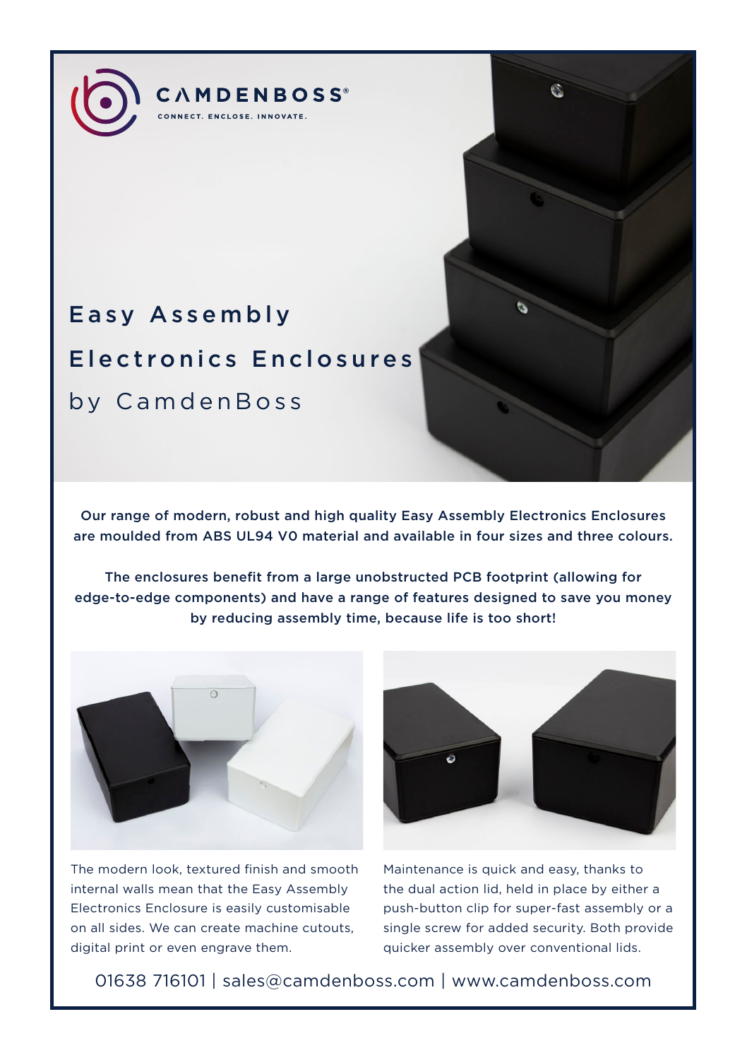CAMDENBOSS®

CONNECT. ENCLOSE. INNOVATE.

# Easy Assembly Electronics Enclosures

## by CamdenBoss

**Our range of modern, robust and high quality Easy Assembly Electronics Enclosures are moulded from ABS UL94 V0 material and available in four sizes and three colours.**

**The enclosures benefit from a large unobstructed PCB footprint (allowing for edge-to-edge components) and have a range of features designed to save you money by reducing assembly time, because life is too short!**

The modern look, textured finish and smooth internal walls mean that the Easy Assembly Electronics Enclosure is easily customisable on all sides. We can create machine cutouts, digital print or even engrave them.

Maintenance is quick and easy, thanks to the dual action lid, held in place by either a push-button clip for super-fast assembly or a single screw for added security. Both provide quicker assembly over conventional lids.

01638 716101 | sales@camdenboss.com | www.camdenboss.com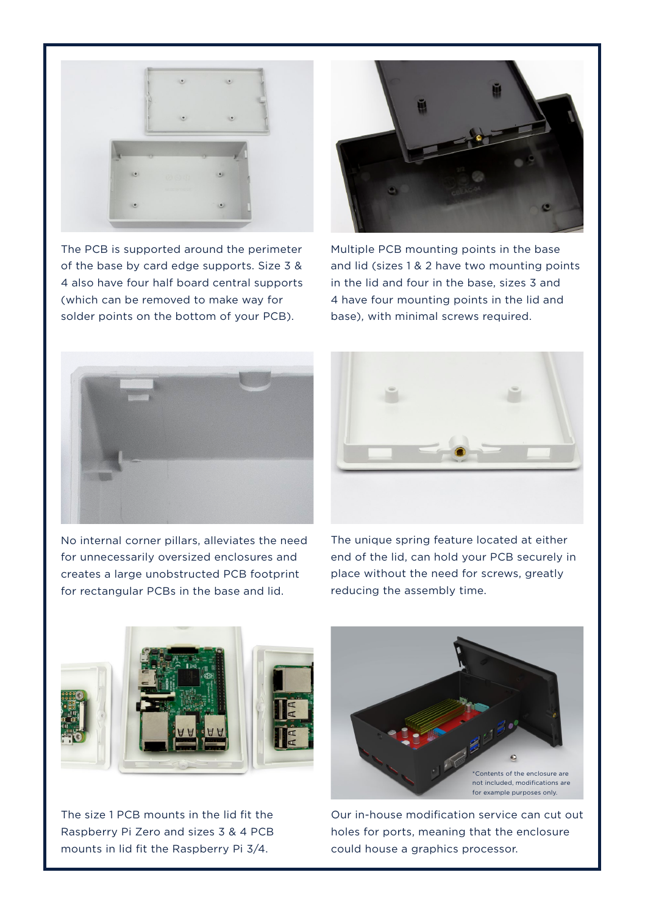The PCB is supported around the perimeter of the base by card edge supports. Size 3 & 4 also have four half board central supports (which can be removed to make way for solder points on the bottom of your PCB).

Multiple PCB mounting points in the base and lid (sizes 1 & 2 have two mounting points in the lid and four in the base, sizes 3 and 4 have four mounting points in the lid and base), with minimal screws required.

No internal corner pillars, alleviates the need for unnecessarily oversized enclosures and creates a large unobstructed PCB footprint for rectangular PCBs in the base and lid.

The unique spring feature located at either end of the lid, can hold your PCB securely in place without the need for screws, greatly reducing the assembly time.

The size 1 PCB mounts in the lid fit the Raspberry Pi Zero and sizes 3 & 4 PCB mounts in lid fit the Raspberry Pi 3/4.

*Contents of the enclosure are not included, modifications are for example purposes only.

Our in-house modification service can cut out holes for ports, meaning that the enclosure could house a graphics processor.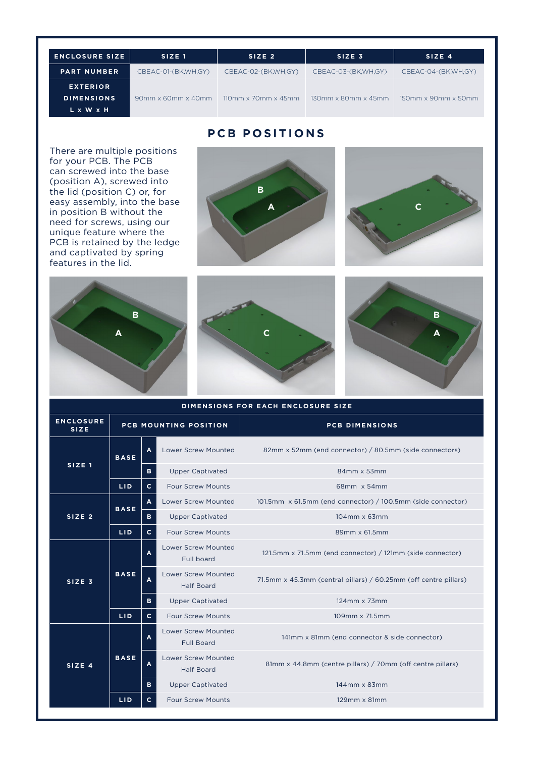| ENCLOSURE SIZE | SIZE 1 | SIZE 2 | SIZE 3 | SIZE 4 |
|---|---|---|---|---|
| PART NUMBER | CBEAC-01-(BK,WH,GY) | CBEAC-02-(BK,WH,GY) | CBEAC-03-(BK,WH,GY) | CBEAC-04-(BK,WH,GY) |
| EXTERIOR DIMENSIONS L x W x H | 90mm x 60mm x 40mm | 110mm x 70mm x 45mm | 130mm x 80mm x 45mm | 150mm x 90mm x 50mm |

## PCB POSITIONS

There are multiple positions for your PCB. The PCB can screwed into the base (position A), screwed into the lid (position C) or, for easy assembly, into the base in position B without the need for screws, using our unique feature where the PCB is retained by the ledge and captivated by spring features in the lid.

### DIMENSIONS FOR EACH ENCLOSURE SIZE

| ENCLOSURE SIZE | PCB MOUNTING POSITION | | | PCB DIMENSIONS |
|---|---|---|---|---|
| SIZE 1 | BASE | A | Lower Screw Mounted | 82mm x 52mm (end connector) / 80.5mm (side connectors) |
| | | B | Upper Captivated | 84mm x 53mm |
| | LID | C | Four Screw Mounts | 68mm x 54mm |
| SIZE 2 | BASE | A | Lower Screw Mounted | 101.5mm x 61.5mm (end connector) / 100.5mm (side connector) |
| | | B | Upper Captivated | 104mm x 63mm |
| | LID | C | Four Screw Mounts | 89mm x 61.5mm |
| SIZE 3 | BASE | A | Lower Screw Mounted Full board | 121.5mm x 71.5mm (end connector) / 121mm (side connector) |
| | | A | Lower Screw Mounted Half Board | 71.5mm x 45.3mm (central pillars) / 60.25mm (off centre pillars) |
| | | B | Upper Captivated | 124mm x 73mm |
| | LID | C | Four Screw Mounts | 109mm x 71.5mm |
| SIZE 4 | BASE | A | Lower Screw Mounted Full Board | 141mm x 81mm (end connector & side connector) |
| | | A | Lower Screw Mounted Half Board | 81mm x 44.8mm (centre pillars) / 70mm (off centre pillars) |
| | | B | Upper Captivated | 144mm x 83mm |
| | LID | C | Four Screw Mounts | 129mm x 81mm |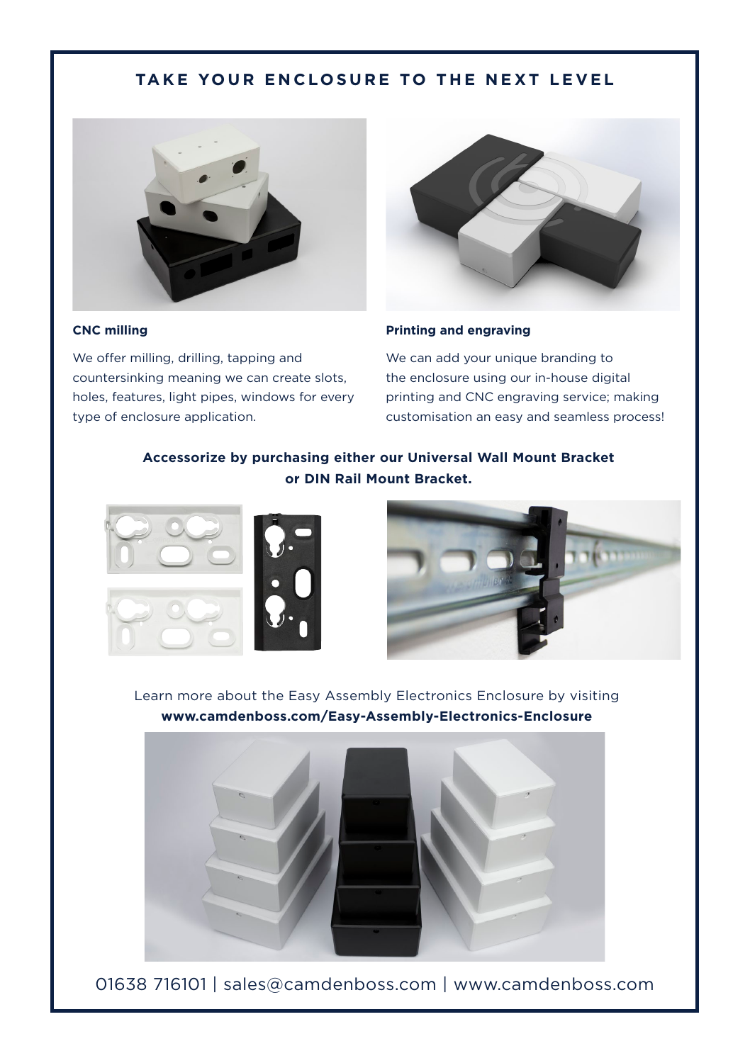## TAKE YOUR ENCLOSURE TO THE NEXT LEVEL

**CNC milling**

We offer milling, drilling, tapping and countersinking meaning we can create slots, holes, features, light pipes, windows for every type of enclosure application.

**Printing and engraving**

We can add your unique branding to the enclosure using our in-house digital printing and CNC engraving service; making customisation an easy and seamless process!

**Accessorize by purchasing either our Universal Wall Mount Bracket or DIN Rail Mount Bracket.**

Learn more about the Easy Assembly Electronics Enclosure by visiting **www.camdenboss.com/Easy-Assembly-Electronics-Enclosure**

01638 716101 | sales@camdenboss.com | www.camdenboss.com